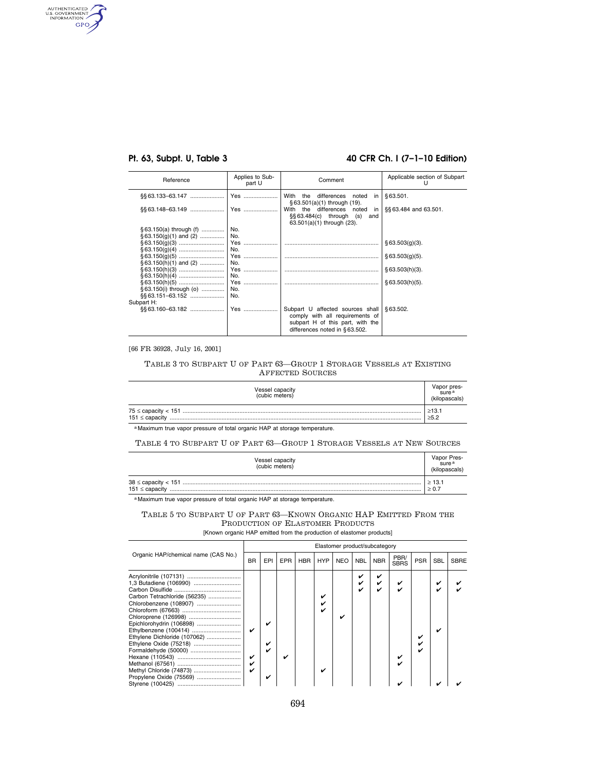| Reference | Applies to Subpart U | Comment | Applicable section of Subpart U |
|---|---|---|---|
| §§ 63.133–63.147 | Yes | With the differences noted in § 63.501(a)(1) through (19). | § 63.501. |
| §§ 63.148–63.149 | Yes | With the differences noted in §§ 63.484(c) through (s) and 63.501(a)(1) through (23). | §§ 63.484 and 63.501. |
| § 63.150(a) through (f) | No. | | |
| § 63.150(g)(1) and (2) | No. | | |
| § 63.150(g)(3) | Yes | | § 63.503(g)(3). |
| § 63.150(g)(4) | No. | | |
| § 63.150(g)(5) | Yes | | § 63.503(g)(5). |
| § 63.150(h)(1) and (2) | No. | | |
| § 63.150(h)(3) | Yes | | § 63.503(h)(3). |
| § 63.150(h)(4) | No. | | |
| § 63.150(h)(5) | Yes | | § 63.503(h)(5). |
| § 63.150(i) through (o) | No. | | |
| §§ 63.151–63.152 | No. | | |
| Subpart H: | | | |
| §§ 63.160–63.182 | Yes | Subpart U affected sources shall comply with all requirements of subpart H of this part, with the differences noted in § 63.502. | § 63.502. |

[66 FR 36928, July 16, 2001]

## Table 3 to Subpart U of Part 63—Group 1 Storage Vessels at Existing Affected Sources

| Vessel capacity (cubic meters) | Vapor pressure[a] (kilopascals) |
|---|---|
| 75 ≤ capacity < 151 | ≥13.1 |
| 151 ≤ capacity | ≥5.2 |

[a] Maximum true vapor pressure of total organic HAP at storage temperature.

## Table 4 to Subpart U of Part 63—Group 1 Storage Vessels at New Sources

| Vessel capacity (cubic meters) | Vapor Pressure[a] (kilopascals) |
|---|---|
| 38 ≤ capacity < 151 | ≥ 13.1 |
| 151 ≤ capacity | ≥ 0.7 |

[a] Maximum true vapor pressure of total organic HAP at storage temperature.

## Table 5 to Subpart U of Part 63—Known Organic HAP Emitted From the Production of Elastomer Products

[Known organic HAP emitted from the production of elastomer products]

| Organic HAP/chemical name (CAS No.) | Elastomer product/subcategory | | | | | | | | | | | |
|---|---|---|---|---|---|---|---|---|---|---|---|---|
| | BR | EPI | EPR | HBR | HYP | NEO | NBL | NBR | PBR/SBRS | PSR | SBL | SBRE |
| Acrylonitrile (107131) | | | | | | | ✔ | ✔ | | | | |
| 1,3 Butadiene (106990) | | | | | | | ✔ | ✔ | ✔ | | ✔ | ✔ |
| Carbon Disulfide | | | | | | | ✔ | ✔ | ✔ | | ✔ | ✔ |
| Carbon Tetrachloride (56235) | | | | | ✔ | | | | | | | |
| Chlorobenzene (108907) | | | | | ✔ | | | | | | | |
| Chloroform (67663) | | | | | ✔ | | | | | | | |
| Chloroprene (126998) | | | | | | ✔ | | | | | | |
| Epichlorohydrin (106898) | | ✔ | | | | | | | | | | |
| Ethylbenzene (100414) | ✔ | | | | | | | | | | ✔ | |
| Ethylene Dichloride (107062) | | | | | | | | | | ✔ | | |
| Ethylene Oxide (75218) | | ✔ | | | | | | | | ✔ | | |
| Formaldehyde (50000) | | ✔ | | | | | | | | ✔ | | |
| Hexane (110543) | ✔ | | ✔ | | | | | | ✔ | | | |
| Methanol (67561) | ✔ | | | | | | | | ✔ | | | |
| Methyl Chloride (74873) | ✔ | | | | ✔ | | | | | | | |
| Propylene Oxide (75569) | | ✔ | | | | | | | | | | |
| Styrene (100425) | | | | | | | | | ✔ | | ✔ | ✔ |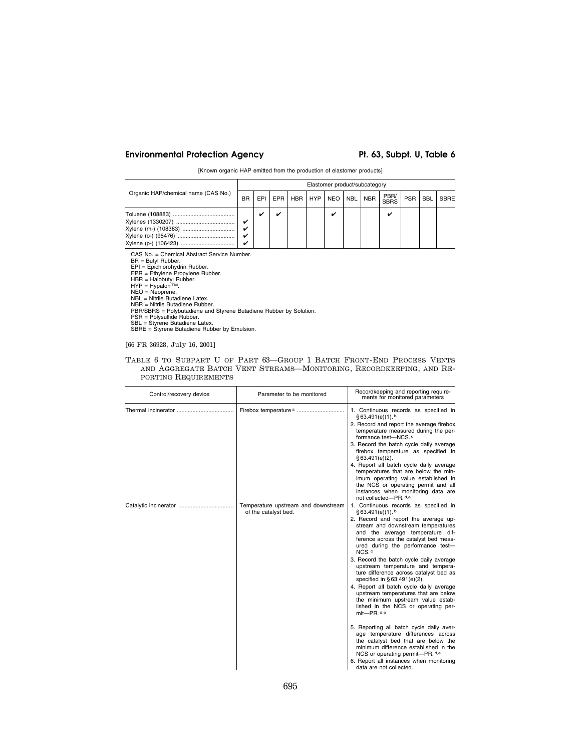[Known organic HAP emitted from the production of elastomer products]

| Organic HAP/chemical name (CAS No.) | Elastomer product/subcategory | | | | | | | | | | | |
|---|---|---|---|---|---|---|---|---|---|---|---|---|
| | BR | EPI | EPR | HBR | HYP | NEO | NBL | NBR | PBR/SBRS | PSR | SBL | SBRE |
| Toluene (108883) | | ✔ | ✔ | | | ✔ | | | ✔ | | | |
| Xylenes (1330207) | ✔ | | | | | | | | | | | |
| Xylene (m-) (108383) | ✔ | | | | | | | | | | | |
| Xylene (o-) (95476) | ✔ | | | | | | | | | | | |
| Xylene (p-) (106423) | ✔ | | | | | | | | | | | |

CAS No. = Chemical Abstract Service Number.
BR = Butyl Rubber.
EPI = Epichlorohydrin Rubber.
EPR = Ethylene Propylene Rubber.
HBR = Halobutyl Rubber.
HYP = Hypalon™.
NEO = Neoprene.
NBL = Nitrile Butadiene Latex.
NBR = Nitrile Butadiene Rubber.
PBR/SBRS = Polybutadiene and Styrene Butadiene Rubber by Solution.
PSR = Polysulfide Rubber.
SBL = Styrene Butadiene Latex.
SBRE = Styrene Butadiene Rubber by Emulsion.

[66 FR 36928, July 16, 2001]

## Table 6 to Subpart U of Part 63—Group 1 Batch Front-End Process Vents and Aggregate Batch Vent Streams—Monitoring, Recordkeeping, and Reporting Requirements

| Control/recovery device | Parameter to be monitored | Recordkeeping and reporting requirements for monitored parameters |
|---|---|---|
| Thermal incinerator | Firebox temperature [a] | 1. Continuous records as specified in §63.491(e)(1).[b] <br> 2. Record and report the average firebox temperature measured during the performance test—NCS.[c] <br> 3. Record the batch cycle daily average firebox temperature as specified in §63.491(e)(2). <br> 4. Report all batch cycle daily average temperatures that are below the minimum operating value established in the NCS or operating permit and all instances when monitoring data are not collected—PR.[d,e] |
| Catalytic incinerator | Temperature upstream and downstream of the catalyst bed. | 1. Continuous records as specified in §63.491(e)(1).[b] <br> 2. Record and report the average upstream and downstream temperatures and the average temperature difference across the catalyst bed measured during the performance test—NCS.[c] <br> 3. Record the batch cycle daily average upstream temperature and temperature difference across catalyst bed as specified in §63.491(e)(2). <br> 4. Report all batch cycle daily average upstream temperatures that are below the minimum upstream value established in the NCS or operating permit—PR.[d,e] <br> 5. Reporting all batch cycle daily average temperature differences across the catalyst bed that are below the minimum difference established in the NCS or operating permit—PR.[d,e] <br> 6. Report all instances when monitoring data are not collected. |